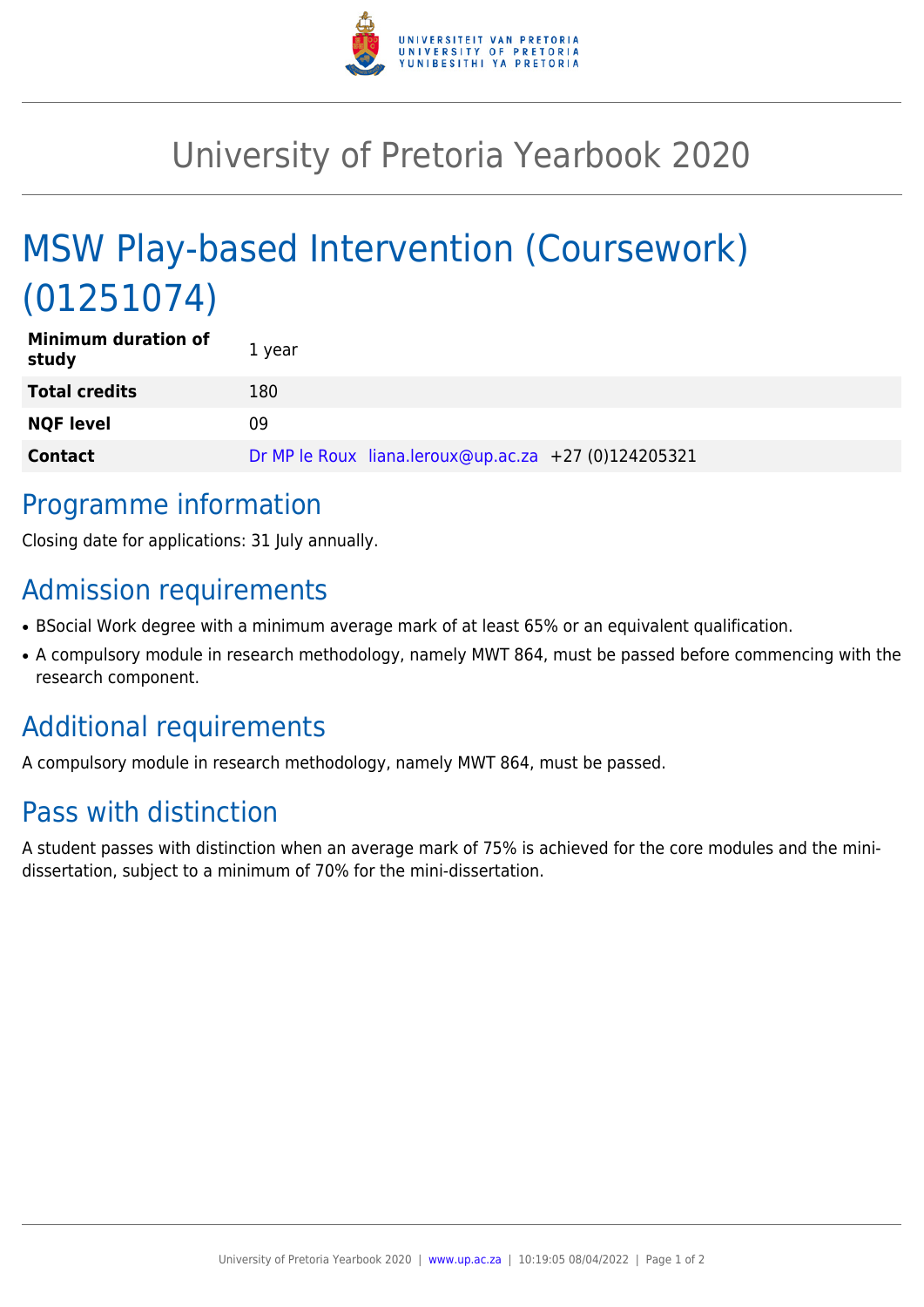# University of Pretoria Yearbook 2020

## MSW Play-based Intervention (Coursework) (01251074)

| **Minimum duration of study** | 1 year |
|---|---|
| **Total credits** | 180 |
| **NQF level** | 09 |
| **Contact** | Dr MP le Roux liana.leroux@up.ac.za +27 (0)124205321 |

## Programme information

Closing date for applications: 31 July annually.

## Admission requirements

- BSocial Work degree with a minimum average mark of at least 65% or an equivalent qualification.
- A compulsory module in research methodology, namely MWT 864, must be passed before commencing with the research component.

## Additional requirements

A compulsory module in research methodology, namely MWT 864, must be passed.

## Pass with distinction

A student passes with distinction when an average mark of 75% is achieved for the core modules and the mini-dissertation, subject to a minimum of 70% for the mini-dissertation.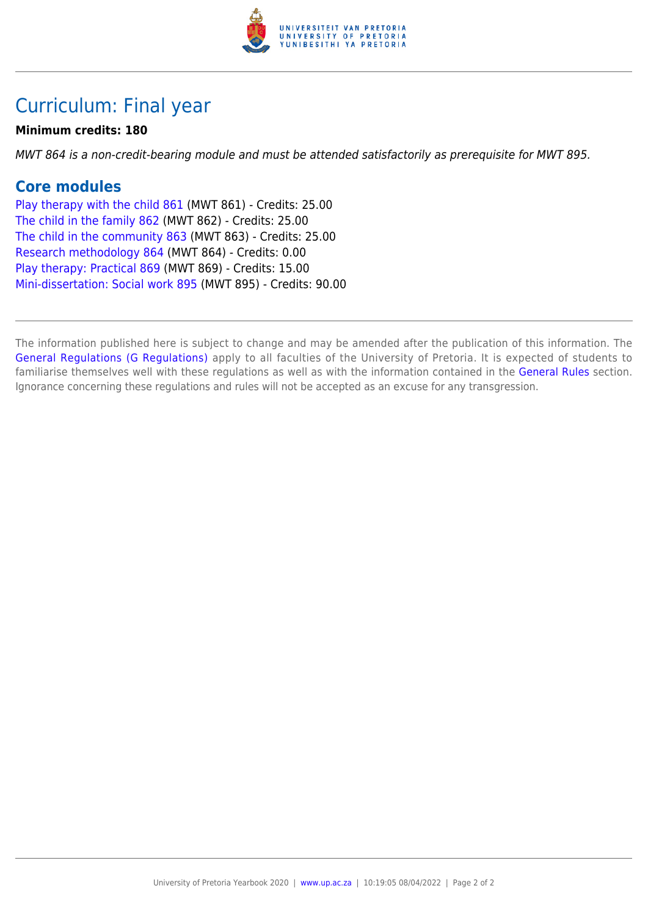# Curriculum: Final year

**Minimum credits: 180**

*MWT 864 is a non-credit-bearing module and must be attended satisfactorily as prerequisite for MWT 895.*

## Core modules

Play therapy with the child 861 (MWT 861) - Credits: 25.00
The child in the family 862 (MWT 862) - Credits: 25.00
The child in the community 863 (MWT 863) - Credits: 25.00
Research methodology 864 (MWT 864) - Credits: 0.00
Play therapy: Practical 869 (MWT 869) - Credits: 15.00
Mini-dissertation: Social work 895 (MWT 895) - Credits: 90.00

The information published here is subject to change and may be amended after the publication of this information. The General Regulations (G Regulations) apply to all faculties of the University of Pretoria. It is expected of students to familiarise themselves well with these regulations as well as with the information contained in the General Rules section. Ignorance concerning these regulations and rules will not be accepted as an excuse for any transgression.